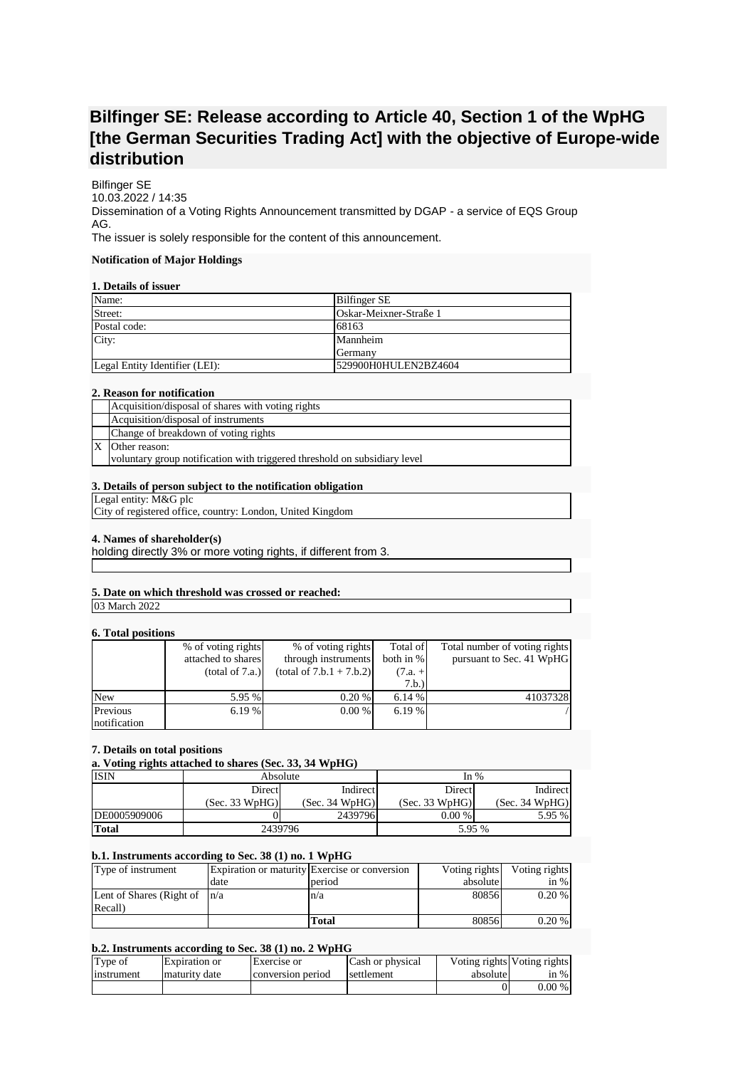# Bilfinger SE: Release according to Article 40, Section 1 of the WpHG [the German Securities Trading Act] with the objective of Europe-wide distribution

Bilfinger SE
10.03.2022 / 14:35
Dissemination of a Voting Rights Announcement transmitted by DGAP - a service of EQS Group AG.
The issuer is solely responsible for the content of this announcement.

**Notification of Major Holdings**

**1. Details of issuer**

| | |
|---|---|
| Name: | Bilfinger SE |
| Street: | Oskar-Meixner-Straße 1 |
| Postal code: | 68163 |
| City: | Mannheim<br>Germany |
| Legal Entity Identifier (LEI): | 529900H0HULEN2BZ4604 |

**2. Reason for notification**

| | |
|---|---|
| | Acquisition/disposal of shares with voting rights |
| | Acquisition/disposal of instruments |
| | Change of breakdown of voting rights |
| X | Other reason:<br>voluntary group notification with triggered threshold on subsidiary level |

**3. Details of person subject to the notification obligation**

Legal entity: M&G plc
City of registered office, country: London, United Kingdom

**4. Names of shareholder(s)**
holding directly 3% or more voting rights, if different from 3.

**5. Date on which threshold was crossed or reached:**

03 March 2022

**6. Total positions**

| | % of voting rights attached to shares (total of 7.a.) | % of voting rights through instruments (total of 7.b.1 + 7.b.2) | Total of both in % (7.a. + 7.b.) | Total number of voting rights pursuant to Sec. 41 WpHG |
|---|---|---|---|---|
| New | 5.95 % | 0.20 % | 6.14 % | 41037328 |
| Previous notification | 6.19 % | 0.00 % | 6.19 % | / |

**7. Details on total positions**

**a. Voting rights attached to shares (Sec. 33, 34 WpHG)**

| ISIN | Absolute | | In % | |
|---|---|---|---|---|
| | Direct (Sec. 33 WpHG) | Indirect (Sec. 34 WpHG) | Direct (Sec. 33 WpHG) | Indirect (Sec. 34 WpHG) |
| DE0005909006 | 0 | 2439796 | 0.00 % | 5.95 % |
| **Total** | 2439796 | | 5.95 % | |

**b.1. Instruments according to Sec. 38 (1) no. 1 WpHG**

| Type of instrument | Expiration or maturity date | Exercise or conversion period | Voting rights absolute | Voting rights in % |
|---|---|---|---|---|
| Lent of Shares (Right of Recall) | n/a | n/a | 80856 | 0.20 % |
| | | **Total** | 80856 | 0.20 % |

**b.2. Instruments according to Sec. 38 (1) no. 2 WpHG**

| Type of instrument | Expiration or maturity date | Exercise or conversion period | Cash or physical settlement | Voting rights absolute | Voting rights in % |
|---|---|---|---|---|---|
| | | | | 0 | 0.00 % |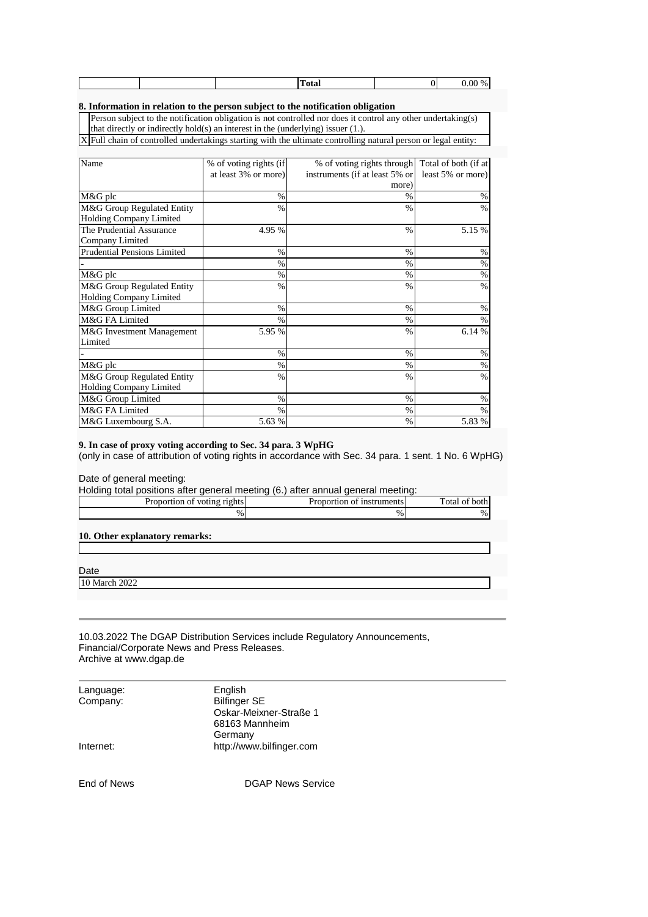| | | | | | |
|---|---|---|---|---|---|
| | | | **Total** | 0 | 0.00 % |

**8. Information in relation to the person subject to the notification obligation**

| | |
|---|---|
| | Person subject to the notification obligation is not controlled nor does it control any other undertaking(s) that directly or indirectly hold(s) an interest in the (underlying) issuer (1.). |
| X | Full chain of controlled undertakings starting with the ultimate controlling natural person or legal entity: |

| Name | % of voting rights (if at least 3% or more) | % of voting rights through instruments (if at least 5% or more) | Total of both (if at least 5% or more) |
|---|---|---|---|
| M&G plc | % | % | % |
| M&G Group Regulated Entity Holding Company Limited | % | % | % |
| The Prudential Assurance Company Limited | 4.95 % | % | 5.15 % |
| Prudential Pensions Limited | % | % | % |
| - | % | % | % |
| M&G plc | % | % | % |
| M&G Group Regulated Entity Holding Company Limited | % | % | % |
| M&G Group Limited | % | % | % |
| M&G FA Limited | % | % | % |
| M&G Investment Management Limited | 5.95 % | % | 6.14 % |
| - | % | % | % |
| M&G plc | % | % | % |
| M&G Group Regulated Entity Holding Company Limited | % | % | % |
| M&G Group Limited | % | % | % |
| M&G FA Limited | % | % | % |
| M&G Luxembourg S.A. | 5.63 % | % | 5.83 % |

**9. In case of proxy voting according to Sec. 34 para. 3 WpHG**
(only in case of attribution of voting rights in accordance with Sec. 34 para. 1 sent. 1 No. 6 WpHG)

Date of general meeting:

Holding total positions after general meeting (6.) after annual general meeting:

| Proportion of voting rights | Proportion of instruments | Total of both |
|---|---|---|
| % | % | % |

**10. Other explanatory remarks:**

Date

10 March 2022

10.03.2022 The DGAP Distribution Services include Regulatory Announcements, Financial/Corporate News and Press Releases.
Archive at www.dgap.de

| | |
|---|---|
| Language: | English |
| Company: | Bilfinger SE<br>Oskar-Meixner-Straße 1<br>68163 Mannheim<br>Germany |
| Internet: | http://www.bilfinger.com |

End of News DGAP News Service